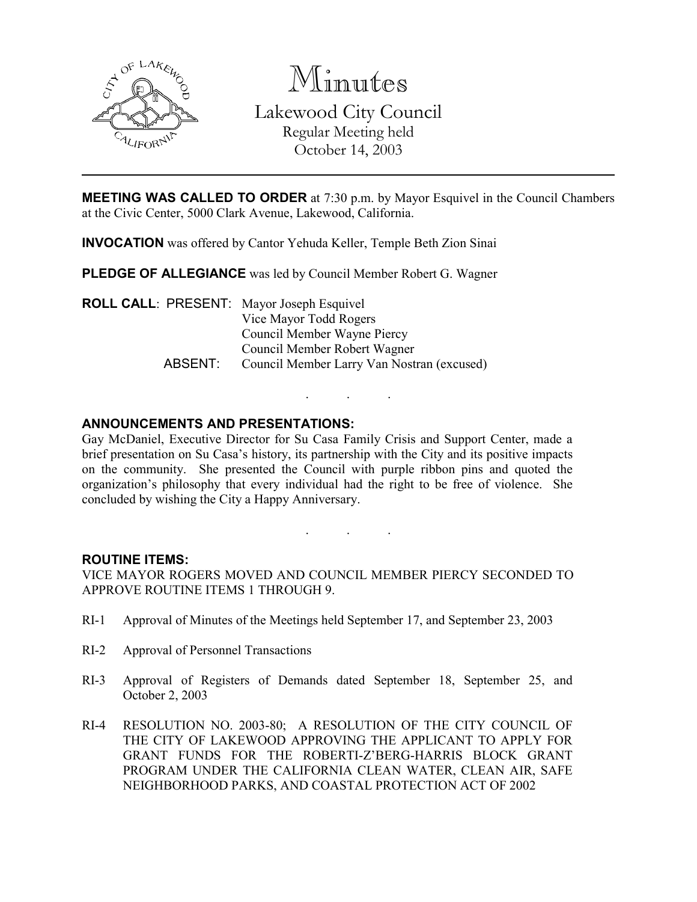# Minutes

## Lakewood City Council

Regular Meeting held
October 14, 2003

---

**MEETING WAS CALLED TO ORDER** at 7:30 p.m. by Mayor Esquivel in the Council Chambers at the Civic Center, 5000 Clark Avenue, Lakewood, California.

**INVOCATION** was offered by Cantor Yehuda Keller, Temple Beth Zion Sinai

**PLEDGE OF ALLEGIANCE** was led by Council Member Robert G. Wagner

**ROLL CALL**: PRESENT: Mayor Joseph Esquivel
Vice Mayor Todd Rogers
Council Member Wayne Piercy
Council Member Robert Wagner
ABSENT: Council Member Larry Van Nostran (excused)

. . .

**ANNOUNCEMENTS AND PRESENTATIONS:**

Gay McDaniel, Executive Director for Su Casa Family Crisis and Support Center, made a brief presentation on Su Casa's history, its partnership with the City and its positive impacts on the community. She presented the Council with purple ribbon pins and quoted the organization's philosophy that every individual had the right to be free of violence. She concluded by wishing the City a Happy Anniversary.

. . .

**ROUTINE ITEMS:**

VICE MAYOR ROGERS MOVED AND COUNCIL MEMBER PIERCY SECONDED TO APPROVE ROUTINE ITEMS 1 THROUGH 9.

RI-1 Approval of Minutes of the Meetings held September 17, and September 23, 2003

RI-2 Approval of Personnel Transactions

RI-3 Approval of Registers of Demands dated September 18, September 25, and October 2, 2003

RI-4 RESOLUTION NO. 2003-80; A RESOLUTION OF THE CITY COUNCIL OF THE CITY OF LAKEWOOD APPROVING THE APPLICANT TO APPLY FOR GRANT FUNDS FOR THE ROBERTI-Z'BERG-HARRIS BLOCK GRANT PROGRAM UNDER THE CALIFORNIA CLEAN WATER, CLEAN AIR, SAFE NEIGHBORHOOD PARKS, AND COASTAL PROTECTION ACT OF 2002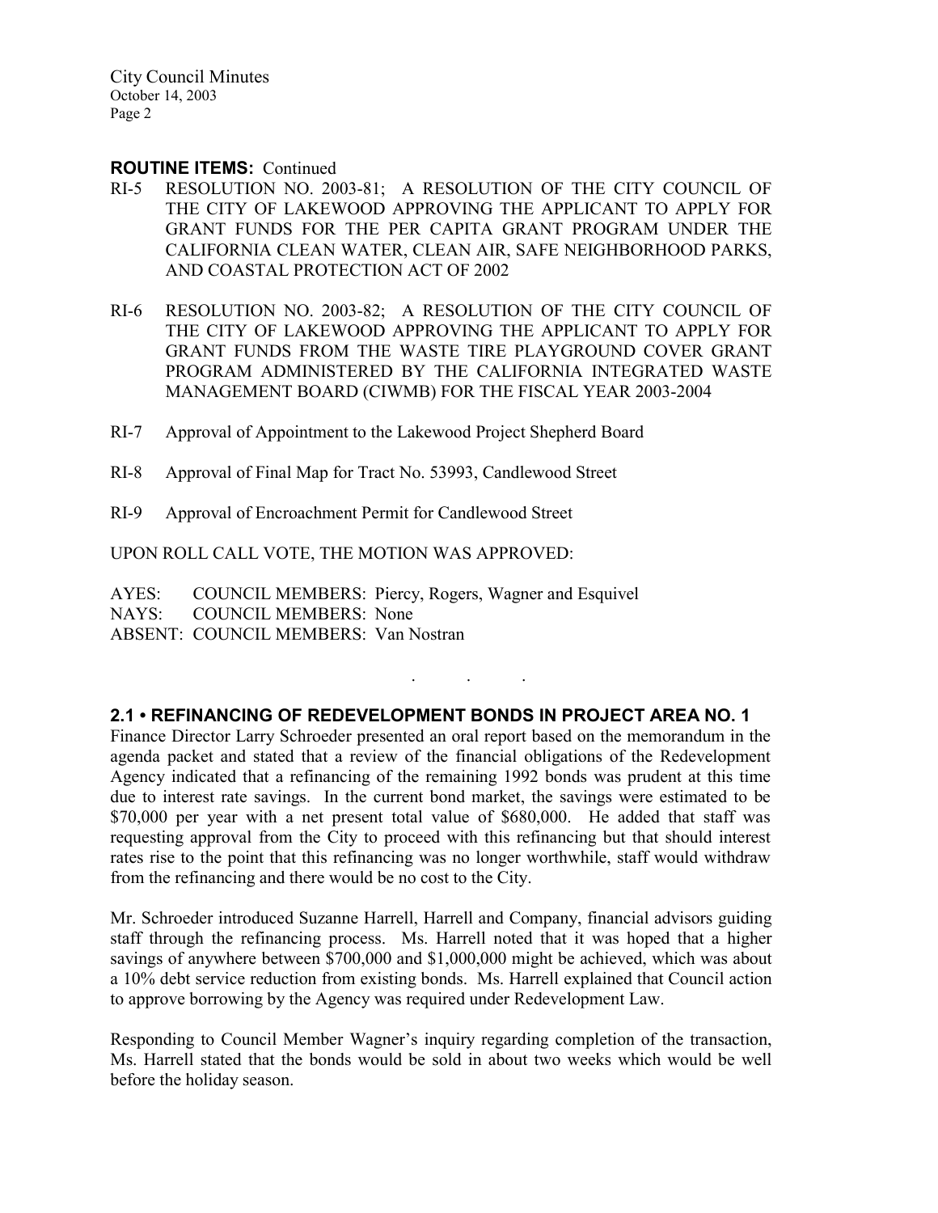**ROUTINE ITEMS:** Continued

RI-5 RESOLUTION NO. 2003-81; A RESOLUTION OF THE CITY COUNCIL OF THE CITY OF LAKEWOOD APPROVING THE APPLICANT TO APPLY FOR GRANT FUNDS FOR THE PER CAPITA GRANT PROGRAM UNDER THE CALIFORNIA CLEAN WATER, CLEAN AIR, SAFE NEIGHBORHOOD PARKS, AND COASTAL PROTECTION ACT OF 2002

RI-6 RESOLUTION NO. 2003-82; A RESOLUTION OF THE CITY COUNCIL OF THE CITY OF LAKEWOOD APPROVING THE APPLICANT TO APPLY FOR GRANT FUNDS FROM THE WASTE TIRE PLAYGROUND COVER GRANT PROGRAM ADMINISTERED BY THE CALIFORNIA INTEGRATED WASTE MANAGEMENT BOARD (CIWMB) FOR THE FISCAL YEAR 2003-2004

RI-7 Approval of Appointment to the Lakewood Project Shepherd Board

RI-8 Approval of Final Map for Tract No. 53993, Candlewood Street

RI-9 Approval of Encroachment Permit for Candlewood Street

UPON ROLL CALL VOTE, THE MOTION WAS APPROVED:

AYES: COUNCIL MEMBERS: Piercy, Rogers, Wagner and Esquivel
NAYS: COUNCIL MEMBERS: None
ABSENT: COUNCIL MEMBERS: Van Nostran

. . .

## 2.1 • REFINANCING OF REDEVELOPMENT BONDS IN PROJECT AREA NO. 1

Finance Director Larry Schroeder presented an oral report based on the memorandum in the agenda packet and stated that a review of the financial obligations of the Redevelopment Agency indicated that a refinancing of the remaining 1992 bonds was prudent at this time due to interest rate savings. In the current bond market, the savings were estimated to be $70,000 per year with a net present total value of $680,000. He added that staff was requesting approval from the City to proceed with this refinancing but that should interest rates rise to the point that this refinancing was no longer worthwhile, staff would withdraw from the refinancing and there would be no cost to the City.

Mr. Schroeder introduced Suzanne Harrell, Harrell and Company, financial advisors guiding staff through the refinancing process. Ms. Harrell noted that it was hoped that a higher savings of anywhere between $700,000 and $1,000,000 might be achieved, which was about a 10% debt service reduction from existing bonds. Ms. Harrell explained that Council action to approve borrowing by the Agency was required under Redevelopment Law.

Responding to Council Member Wagner's inquiry regarding completion of the transaction, Ms. Harrell stated that the bonds would be sold in about two weeks which would be well before the holiday season.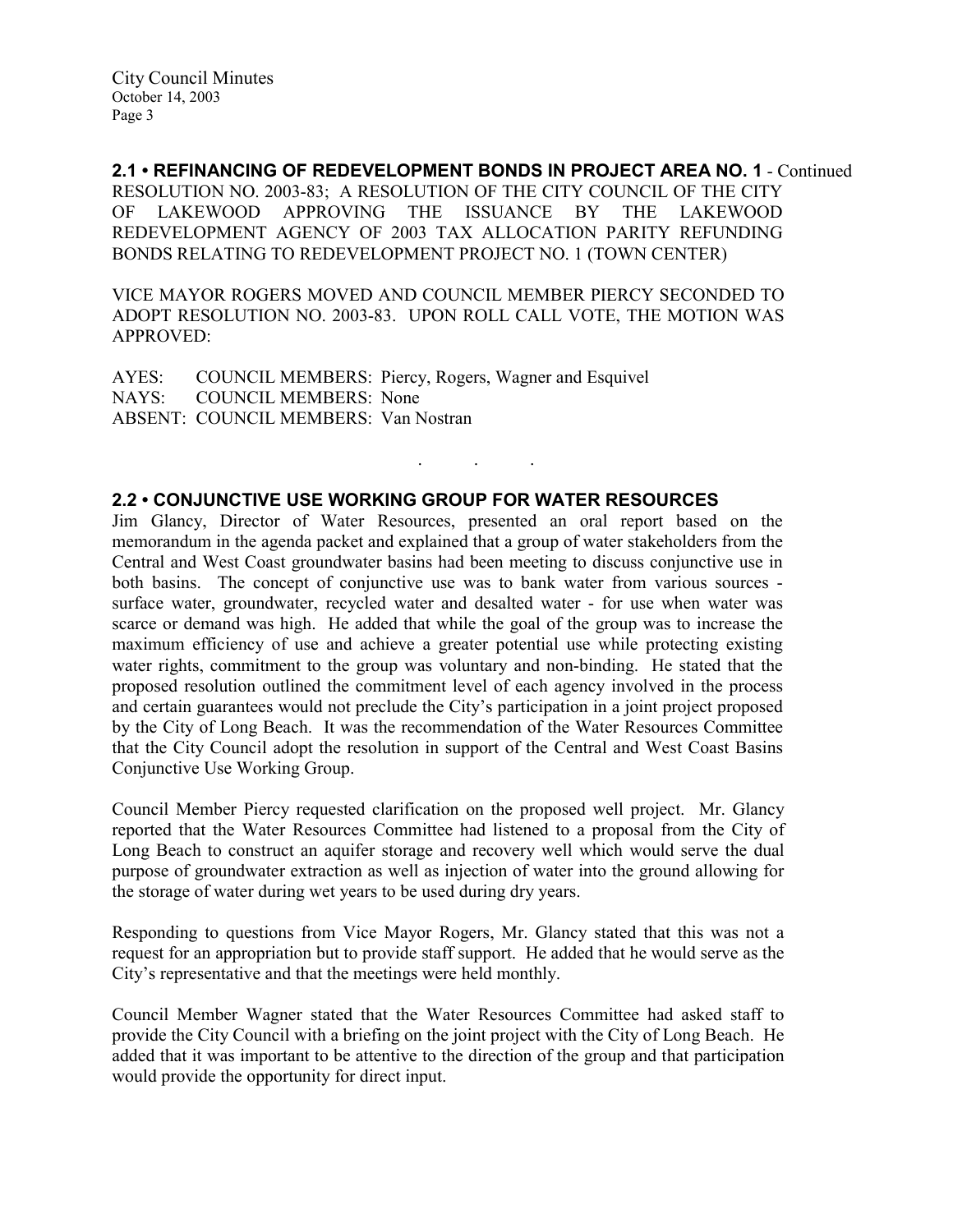## 2.1 • REFINANCING OF REDEVELOPMENT BONDS IN PROJECT AREA NO. 1 - Continued

RESOLUTION NO. 2003-83; A RESOLUTION OF THE CITY COUNCIL OF THE CITY OF LAKEWOOD APPROVING THE ISSUANCE BY THE LAKEWOOD REDEVELOPMENT AGENCY OF 2003 TAX ALLOCATION PARITY REFUNDING BONDS RELATING TO REDEVELOPMENT PROJECT NO. 1 (TOWN CENTER)

VICE MAYOR ROGERS MOVED AND COUNCIL MEMBER PIERCY SECONDED TO ADOPT RESOLUTION NO. 2003-83. UPON ROLL CALL VOTE, THE MOTION WAS APPROVED:

AYES: COUNCIL MEMBERS: Piercy, Rogers, Wagner and Esquivel
NAYS: COUNCIL MEMBERS: None
ABSENT: COUNCIL MEMBERS: Van Nostran

. . .

## 2.2 • CONJUNCTIVE USE WORKING GROUP FOR WATER RESOURCES

Jim Glancy, Director of Water Resources, presented an oral report based on the memorandum in the agenda packet and explained that a group of water stakeholders from the Central and West Coast groundwater basins had been meeting to discuss conjunctive use in both basins. The concept of conjunctive use was to bank water from various sources - surface water, groundwater, recycled water and desalted water - for use when water was scarce or demand was high. He added that while the goal of the group was to increase the maximum efficiency of use and achieve a greater potential use while protecting existing water rights, commitment to the group was voluntary and non-binding. He stated that the proposed resolution outlined the commitment level of each agency involved in the process and certain guarantees would not preclude the City's participation in a joint project proposed by the City of Long Beach. It was the recommendation of the Water Resources Committee that the City Council adopt the resolution in support of the Central and West Coast Basins Conjunctive Use Working Group.

Council Member Piercy requested clarification on the proposed well project. Mr. Glancy reported that the Water Resources Committee had listened to a proposal from the City of Long Beach to construct an aquifer storage and recovery well which would serve the dual purpose of groundwater extraction as well as injection of water into the ground allowing for the storage of water during wet years to be used during dry years.

Responding to questions from Vice Mayor Rogers, Mr. Glancy stated that this was not a request for an appropriation but to provide staff support. He added that he would serve as the City's representative and that the meetings were held monthly.

Council Member Wagner stated that the Water Resources Committee had asked staff to provide the City Council with a briefing on the joint project with the City of Long Beach. He added that it was important to be attentive to the direction of the group and that participation would provide the opportunity for direct input.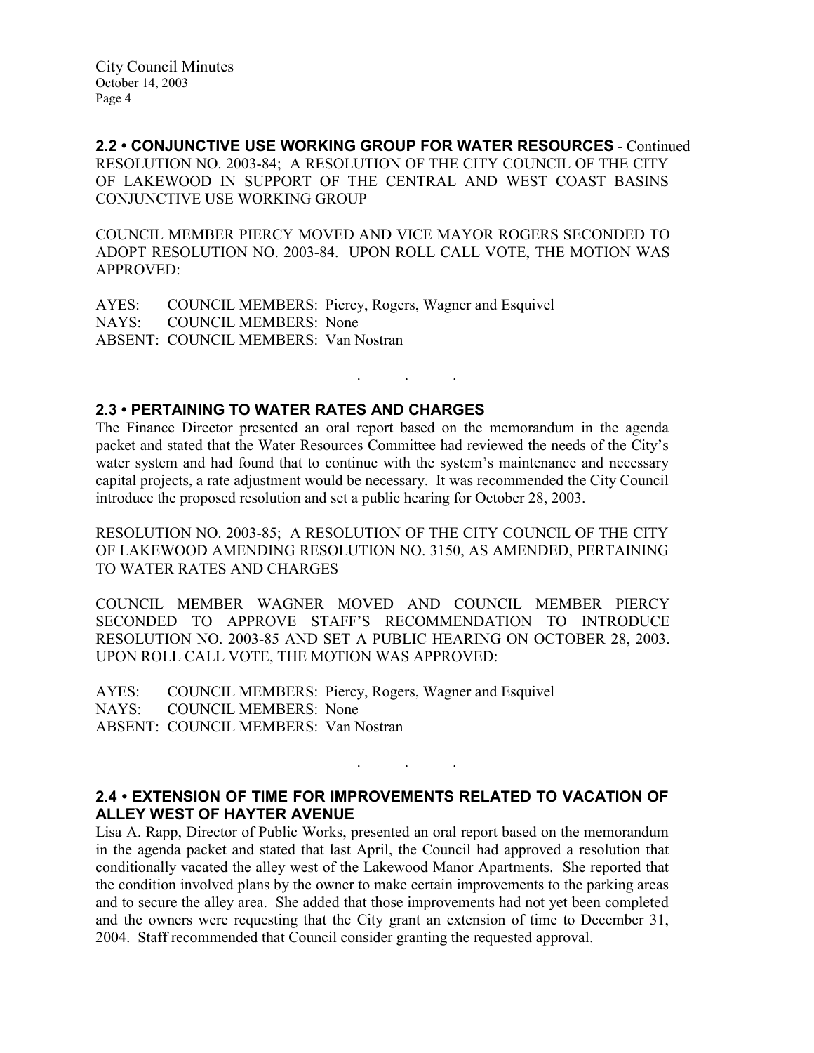**2.2 • CONJUNCTIVE USE WORKING GROUP FOR WATER RESOURCES** - Continued
RESOLUTION NO. 2003-84; A RESOLUTION OF THE CITY COUNCIL OF THE CITY OF LAKEWOOD IN SUPPORT OF THE CENTRAL AND WEST COAST BASINS CONJUNCTIVE USE WORKING GROUP

COUNCIL MEMBER PIERCY MOVED AND VICE MAYOR ROGERS SECONDED TO ADOPT RESOLUTION NO. 2003-84. UPON ROLL CALL VOTE, THE MOTION WAS APPROVED:

AYES: COUNCIL MEMBERS: Piercy, Rogers, Wagner and Esquivel
NAYS: COUNCIL MEMBERS: None
ABSENT: COUNCIL MEMBERS: Van Nostran

. . .

**2.3 • PERTAINING TO WATER RATES AND CHARGES**

The Finance Director presented an oral report based on the memorandum in the agenda packet and stated that the Water Resources Committee had reviewed the needs of the City's water system and had found that to continue with the system's maintenance and necessary capital projects, a rate adjustment would be necessary. It was recommended the City Council introduce the proposed resolution and set a public hearing for October 28, 2003.

RESOLUTION NO. 2003-85; A RESOLUTION OF THE CITY COUNCIL OF THE CITY OF LAKEWOOD AMENDING RESOLUTION NO. 3150, AS AMENDED, PERTAINING TO WATER RATES AND CHARGES

COUNCIL MEMBER WAGNER MOVED AND COUNCIL MEMBER PIERCY SECONDED TO APPROVE STAFF'S RECOMMENDATION TO INTRODUCE RESOLUTION NO. 2003-85 AND SET A PUBLIC HEARING ON OCTOBER 28, 2003. UPON ROLL CALL VOTE, THE MOTION WAS APPROVED:

AYES: COUNCIL MEMBERS: Piercy, Rogers, Wagner and Esquivel
NAYS: COUNCIL MEMBERS: None
ABSENT: COUNCIL MEMBERS: Van Nostran

. . .

**2.4 • EXTENSION OF TIME FOR IMPROVEMENTS RELATED TO VACATION OF ALLEY WEST OF HAYTER AVENUE**

Lisa A. Rapp, Director of Public Works, presented an oral report based on the memorandum in the agenda packet and stated that last April, the Council had approved a resolution that conditionally vacated the alley west of the Lakewood Manor Apartments. She reported that the condition involved plans by the owner to make certain improvements to the parking areas and to secure the alley area. She added that those improvements had not yet been completed and the owners were requesting that the City grant an extension of time to December 31, 2004. Staff recommended that Council consider granting the requested approval.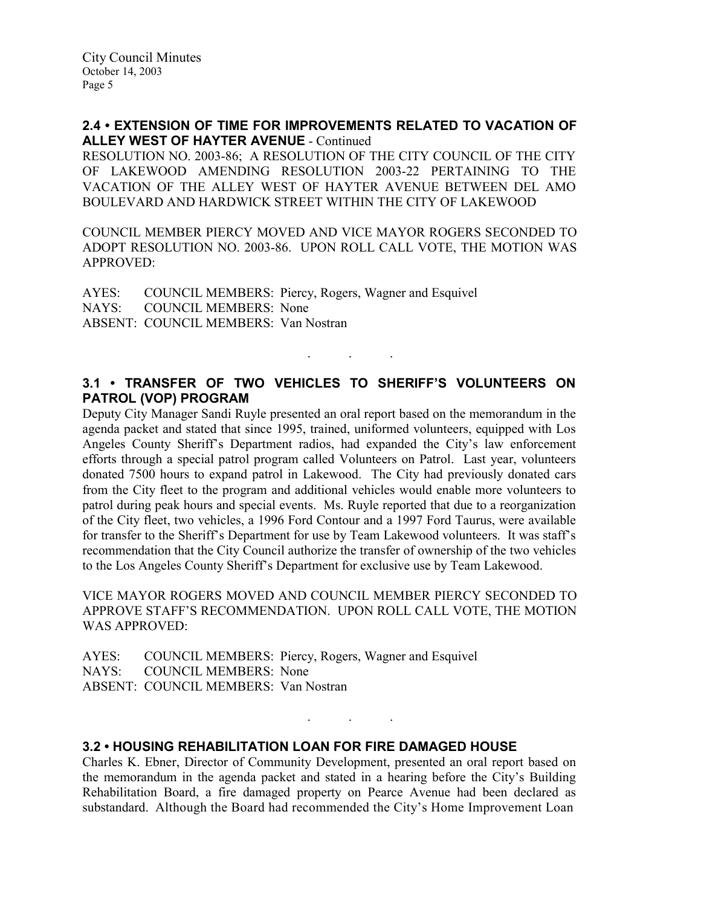## 2.4 • EXTENSION OF TIME FOR IMPROVEMENTS RELATED TO VACATION OF ALLEY WEST OF HAYTER AVENUE - Continued

RESOLUTION NO. 2003-86; A RESOLUTION OF THE CITY COUNCIL OF THE CITY OF LAKEWOOD AMENDING RESOLUTION 2003-22 PERTAINING TO THE VACATION OF THE ALLEY WEST OF HAYTER AVENUE BETWEEN DEL AMO BOULEVARD AND HARDWICK STREET WITHIN THE CITY OF LAKEWOOD

COUNCIL MEMBER PIERCY MOVED AND VICE MAYOR ROGERS SECONDED TO ADOPT RESOLUTION NO. 2003-86. UPON ROLL CALL VOTE, THE MOTION WAS APPROVED:

AYES: COUNCIL MEMBERS: Piercy, Rogers, Wagner and Esquivel
NAYS: COUNCIL MEMBERS: None
ABSENT: COUNCIL MEMBERS: Van Nostran

. . .

## 3.1 • TRANSFER OF TWO VEHICLES TO SHERIFF'S VOLUNTEERS ON PATROL (VOP) PROGRAM

Deputy City Manager Sandi Ruyle presented an oral report based on the memorandum in the agenda packet and stated that since 1995, trained, uniformed volunteers, equipped with Los Angeles County Sheriff's Department radios, had expanded the City's law enforcement efforts through a special patrol program called Volunteers on Patrol. Last year, volunteers donated 7500 hours to expand patrol in Lakewood. The City had previously donated cars from the City fleet to the program and additional vehicles would enable more volunteers to patrol during peak hours and special events. Ms. Ruyle reported that due to a reorganization of the City fleet, two vehicles, a 1996 Ford Contour and a 1997 Ford Taurus, were available for transfer to the Sheriff's Department for use by Team Lakewood volunteers. It was staff's recommendation that the City Council authorize the transfer of ownership of the two vehicles to the Los Angeles County Sheriff's Department for exclusive use by Team Lakewood.

VICE MAYOR ROGERS MOVED AND COUNCIL MEMBER PIERCY SECONDED TO APPROVE STAFF'S RECOMMENDATION. UPON ROLL CALL VOTE, THE MOTION WAS APPROVED:

AYES: COUNCIL MEMBERS: Piercy, Rogers, Wagner and Esquivel
NAYS: COUNCIL MEMBERS: None
ABSENT: COUNCIL MEMBERS: Van Nostran

. . .

## 3.2 • HOUSING REHABILITATION LOAN FOR FIRE DAMAGED HOUSE

Charles K. Ebner, Director of Community Development, presented an oral report based on the memorandum in the agenda packet and stated in a hearing before the City's Building Rehabilitation Board, a fire damaged property on Pearce Avenue had been declared as substandard. Although the Board had recommended the City's Home Improvement Loan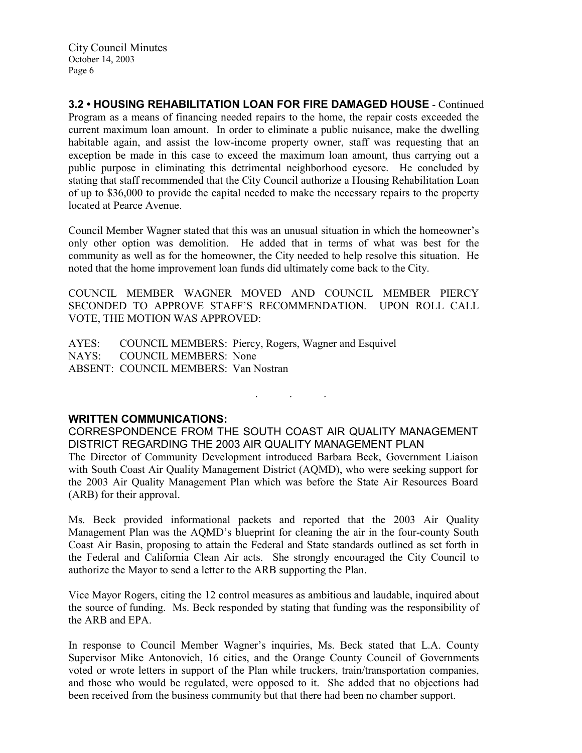**3.2 • HOUSING REHABILITATION LOAN FOR FIRE DAMAGED HOUSE** - Continued

Program as a means of financing needed repairs to the home, the repair costs exceeded the current maximum loan amount. In order to eliminate a public nuisance, make the dwelling habitable again, and assist the low-income property owner, staff was requesting that an exception be made in this case to exceed the maximum loan amount, thus carrying out a public purpose in eliminating this detrimental neighborhood eyesore. He concluded by stating that staff recommended that the City Council authorize a Housing Rehabilitation Loan of up to $36,000 to provide the capital needed to make the necessary repairs to the property located at Pearce Avenue.

Council Member Wagner stated that this was an unusual situation in which the homeowner's only other option was demolition. He added that in terms of what was best for the community as well as for the homeowner, the City needed to help resolve this situation. He noted that the home improvement loan funds did ultimately come back to the City.

COUNCIL MEMBER WAGNER MOVED AND COUNCIL MEMBER PIERCY SECONDED TO APPROVE STAFF'S RECOMMENDATION. UPON ROLL CALL VOTE, THE MOTION WAS APPROVED:

AYES: COUNCIL MEMBERS: Piercy, Rogers, Wagner and Esquivel
NAYS: COUNCIL MEMBERS: None
ABSENT: COUNCIL MEMBERS: Van Nostran

. . .

**WRITTEN COMMUNICATIONS:**

CORRESPONDENCE FROM THE SOUTH COAST AIR QUALITY MANAGEMENT DISTRICT REGARDING THE 2003 AIR QUALITY MANAGEMENT PLAN

The Director of Community Development introduced Barbara Beck, Government Liaison with South Coast Air Quality Management District (AQMD), who were seeking support for the 2003 Air Quality Management Plan which was before the State Air Resources Board (ARB) for their approval.

Ms. Beck provided informational packets and reported that the 2003 Air Quality Management Plan was the AQMD's blueprint for cleaning the air in the four-county South Coast Air Basin, proposing to attain the Federal and State standards outlined as set forth in the Federal and California Clean Air acts. She strongly encouraged the City Council to authorize the Mayor to send a letter to the ARB supporting the Plan.

Vice Mayor Rogers, citing the 12 control measures as ambitious and laudable, inquired about the source of funding. Ms. Beck responded by stating that funding was the responsibility of the ARB and EPA.

In response to Council Member Wagner's inquiries, Ms. Beck stated that L.A. County Supervisor Mike Antonovich, 16 cities, and the Orange County Council of Governments voted or wrote letters in support of the Plan while truckers, train/transportation companies, and those who would be regulated, were opposed to it. She added that no objections had been received from the business community but that there had been no chamber support.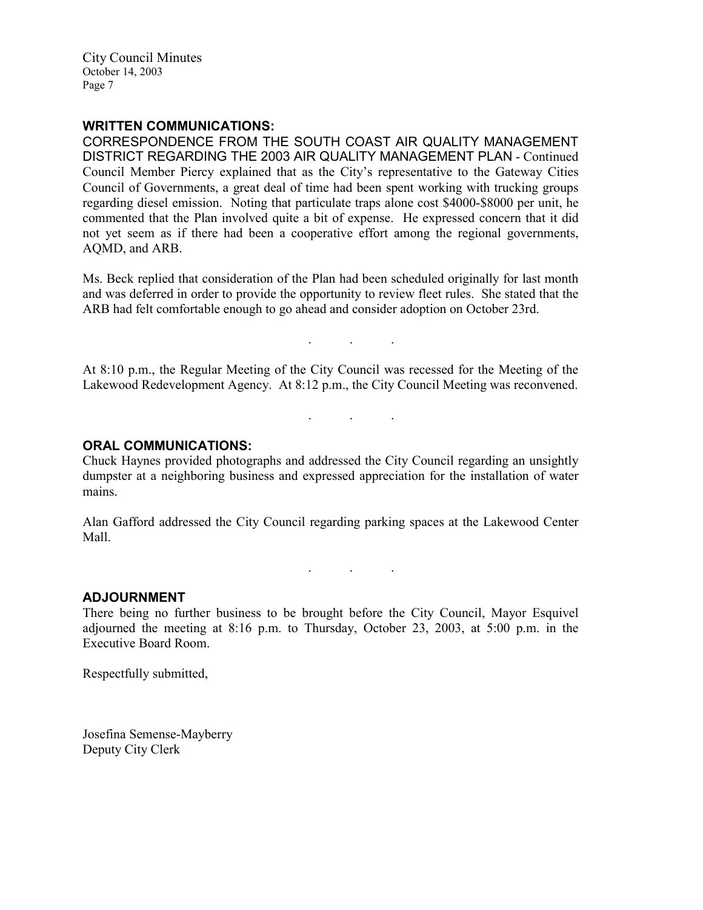**WRITTEN COMMUNICATIONS:**

CORRESPONDENCE FROM THE SOUTH COAST AIR QUALITY MANAGEMENT DISTRICT REGARDING THE 2003 AIR QUALITY MANAGEMENT PLAN - Continued

Council Member Piercy explained that as the City's representative to the Gateway Cities Council of Governments, a great deal of time had been spent working with trucking groups regarding diesel emission. Noting that particulate traps alone cost $4000-$8000 per unit, he commented that the Plan involved quite a bit of expense. He expressed concern that it did not yet seem as if there had been a cooperative effort among the regional governments, AQMD, and ARB.

Ms. Beck replied that consideration of the Plan had been scheduled originally for last month and was deferred in order to provide the opportunity to review fleet rules. She stated that the ARB had felt comfortable enough to go ahead and consider adoption on October 23rd.

. . .

At 8:10 p.m., the Regular Meeting of the City Council was recessed for the Meeting of the Lakewood Redevelopment Agency. At 8:12 p.m., the City Council Meeting was reconvened.

. . .

**ORAL COMMUNICATIONS:**

Chuck Haynes provided photographs and addressed the City Council regarding an unsightly dumpster at a neighboring business and expressed appreciation for the installation of water mains.

Alan Gafford addressed the City Council regarding parking spaces at the Lakewood Center Mall.

. . .

**ADJOURNMENT**

There being no further business to be brought before the City Council, Mayor Esquivel adjourned the meeting at 8:16 p.m. to Thursday, October 23, 2003, at 5:00 p.m. in the Executive Board Room.

Respectfully submitted,

Josefina Semense-Mayberry
Deputy City Clerk